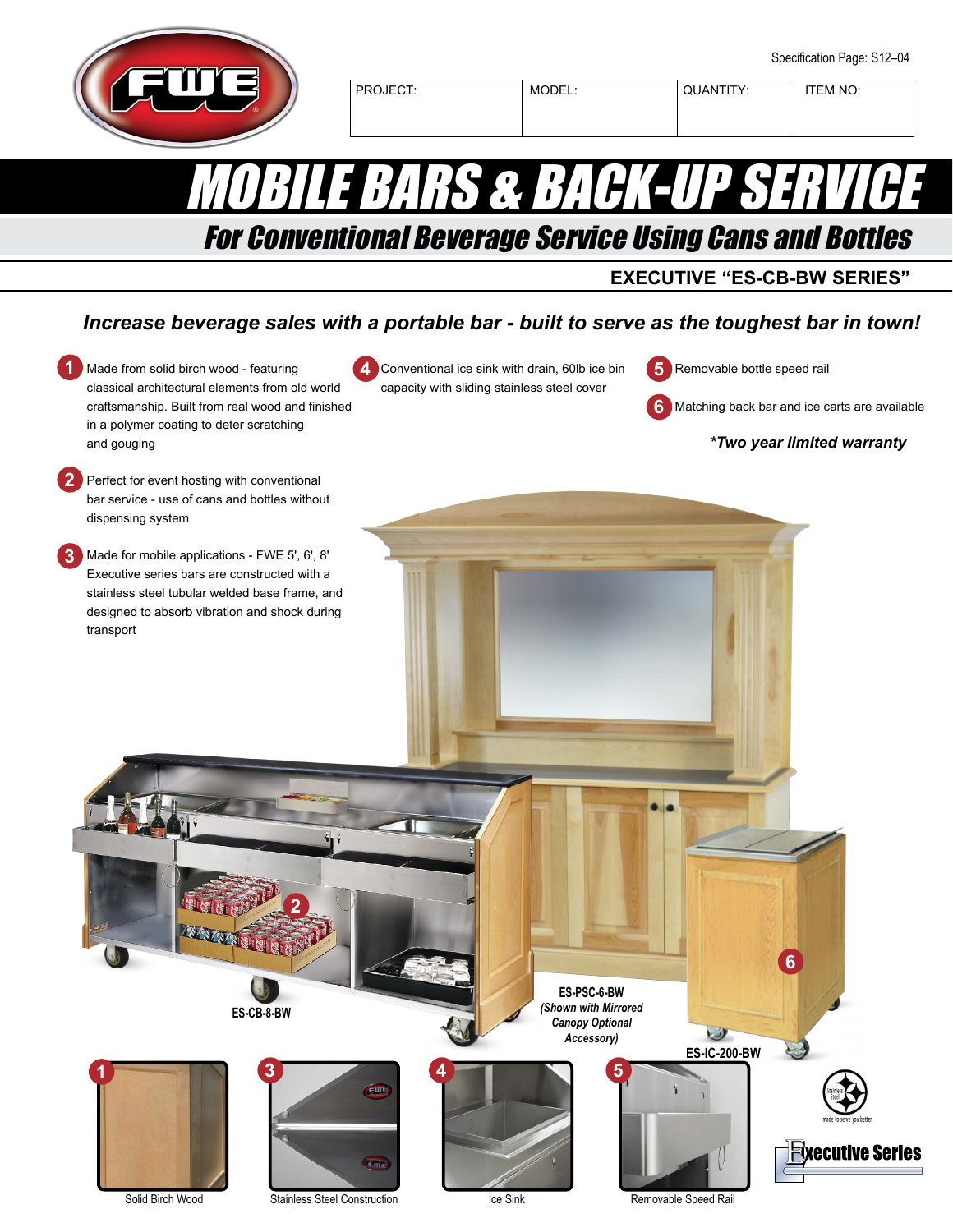Specification Page: S12–04

| PROJECT: | MODEL: | QUANTITY: | ITEM NO: |
|---|---|---|---|
| | | | |

# MOBILE BARS & BACK-UP SERVICE

## For Conventional Beverage Service Using Cans and Bottles

### EXECUTIVE "ES-CB-BW SERIES"

***Increase beverage sales with a portable bar - built to serve as the toughest bar in town!***

1. Made from solid birch wood - featuring classical architectural elements from old world craftsmanship. Built from real wood and finished in a polymer coating to deter scratching and gouging
2. Perfect for event hosting with conventional bar service - use of cans and bottles without dispensing system
3. Made for mobile applications - FWE 5', 6', 8' Executive series bars are constructed with a stainless steel tubular welded base frame, and designed to absorb vibration and shock during transport
4. Conventional ice sink with drain, 60lb ice bin capacity with sliding stainless steel cover
5. Removable bottle speed rail
6. Matching back bar and ice carts are available

***Two year limited warranty**

ES-CB-8-BW

ES-PSC-6-BW
*(Shown with Mirrored Canopy Optional Accessory)*

ES-IC-200-BW

1 Solid Birch Wood

3 Stainless Steel Construction

4 Ice Sink

5 Removable Speed Rail

Executive Series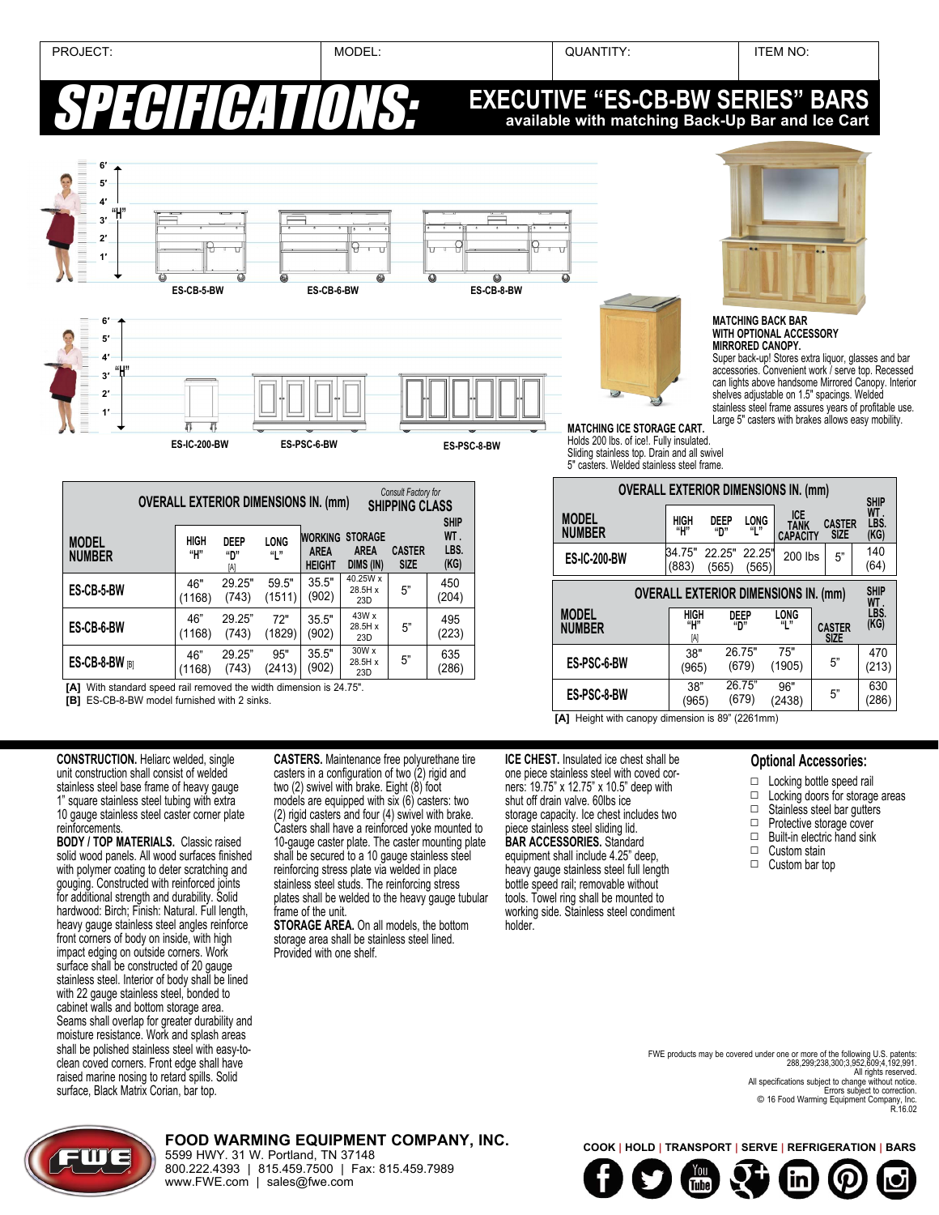PROJECT: | MODEL: | QUANTITY: | ITEM NO:

# SPECIFICATIONS:

## EXECUTIVE "ES-CB-BW SERIES" BARS

**available with matching Back-Up Bar and Ice Cart**

6'
5'
4'
"H"
3'
2'
1'

ES-CB-5-BW
ES-CB-6-BW
ES-CB-8-BW

6'
5'
4'
"H"
3'
2'
1'

ES-IC-200-BW
ES-PSC-6-BW
ES-PSC-8-BW

**MATCHING ICE STORAGE CART.** Holds 200 lbs. of ice!. Fully insulated. Sliding stainless top. Drain and all swivel 5" casters. Welded stainless steel frame.

**MATCHING BACK BAR WITH OPTIONAL ACCESSORY MIRRORED CANOPY.** Super back-up! Stores extra liquor, glasses and bar accessories. Convenient work / serve top. Recessed can lights above handsome Mirrored Canopy. Interior shelves adjustable on 1.5" spacings. Welded stainless steel frame assures years of profitable use. Large 5" casters with brakes allows easy mobility.

| MODEL NUMBER | OVERALL EXTERIOR DIMENSIONS IN. (mm) | | | | | | Consult Factory for SHIPPING CLASS |
|---|---|---|---|---|---|---|---|
| | HIGH "H" | DEEP "D" [A] | LONG "L" | WORKING AREA HEIGHT | STORAGE AREA DIMS (IN) | CASTER SIZE | SHIP WT. LBS. (KG) |
| ES-CB-5-BW | 46" (1168) | 29.25" (743) | 59.5" (1511) | 35.5" (902) | 40.25W x 28.5H x 23D | 5" | 450 (204) |
| ES-CB-6-BW | 46" (1168) | 29.25" (743) | 72" (1829) | 35.5" (902) | 43W x 28.5H x 23D | 5" | 495 (223) |
| ES-CB-8-BW [B] | 46" (1168) | 29.25" (743) | 95" (2413) | 35.5" (902) | 30W x 28.5H x 23D | 5" | 635 (286) |

**[A]** With standard speed rail removed the width dimension is 24.75".
**[B]** ES-CB-8-BW model furnished with 2 sinks.

| MODEL NUMBER | OVERALL EXTERIOR DIMENSIONS IN. (mm) | | | | | SHIP WT. LBS. (KG) |
|---|---|---|---|---|---|---|
| | HIGH "H" | DEEP "D" | LONG "L" | ICE TANK CAPACITY | CASTER SIZE | |
| ES-IC-200-BW | 34.75" (883) | 22.25" (565) | 22.25" (565) | 200 lbs | 5" | 140 (64) |

| MODEL NUMBER | OVERALL EXTERIOR DIMENSIONS IN. (mm) | | | | SHIP WT. LBS. (KG) |
|---|---|---|---|---|---|
| | HIGH "H" [A] | DEEP "D" | LONG "L" | CASTER SIZE | |
| ES-PSC-6-BW | 38" (965) | 26.75" (679) | 75" (1905) | 5" | 470 (213) |
| ES-PSC-8-BW | 38" (965) | 26.75" (679) | 96" (2438) | 5" | 630 (286) |

**[A]** Height with canopy dimension is 89" (2261mm)

**CONSTRUCTION.** Heliarc welded, single unit construction shall consist of welded stainless steel base frame of heavy gauge 1" square stainless steel tubing with extra 10 gauge stainless steel caster corner plate reinforcements.

**BODY / TOP MATERIALS.** Classic raised solid wood panels. All wood surfaces finished with polymer coating to deter scratching and gouging. Constructed with reinforced joints for additional strength and durability. Solid hardwood: Birch; Finish: Natural. Full length, heavy gauge stainless steel angles reinforce front corners of body on inside, with high impact edging on outside corners. Work surface shall be constructed of 20 gauge stainless steel. Interior of body shall be lined with 22 gauge stainless steel, bonded to cabinet walls and bottom storage area. Seams shall overlap for greater durability and moisture resistance. Work and splash areas shall be polished stainless steel with easy-to-clean coved corners. Front edge shall have raised marine nosing to retard spills. Solid surface, Black Matrix Corian, bar top.

**CASTERS.** Maintenance free polyurethane tire casters in a configuration of two (2) rigid and two (2) swivel with brake. Eight (8) foot models are equipped with six (6) casters: two (2) rigid casters and four (4) swivel with brake. Casters shall have a reinforced yoke mounted to 10-gauge caster plate. The caster mounting plate shall be secured to a 10 gauge stainless steel reinforcing stress plate via welded in place stainless steel studs. The reinforcing stress plates shall be welded to the heavy gauge tubular frame of the unit.

**STORAGE AREA.** On all models, the bottom storage area shall be stainless steel lined. Provided with one shelf.

**ICE CHEST.** Insulated ice chest shall be one piece stainless steel with coved corners: 19.75" x 12.75" x 10.5" deep with shut off drain valve. 60lbs ice storage capacity. Ice chest includes two piece stainless steel sliding lid.

**BAR ACCESSORIES.** Standard equipment shall include 4.25" deep, heavy gauge stainless steel full length bottle speed rail; removable without tools. Towel ring shall be mounted to working side. Stainless steel condiment holder.

### Optional Accessories:

- ☐ Locking bottle speed rail
- ☐ Locking doors for storage areas
- ☐ Stainless steel bar gutters
- ☐ Protective storage cover
- ☐ Built-in electric hand sink
- ☐ Custom stain
- ☐ Custom bar top

FWE products may be covered under one or more of the following U.S. patents: 288,299;238,300;3,952.609;4,192,991.
All rights reserved.
All specifications subject to change without notice.
Errors subject to correction.
© 16 Food Warming Equipment Company, Inc.
R.16.02

**FOOD WARMING EQUIPMENT COMPANY, INC.**
5599 HWY. 31 W. Portland, TN 37148
800.222.4393 | 815.459.7500 | Fax: 815.459.7989
www.FWE.com | sales@fwe.com

COOK | HOLD | TRANSPORT | SERVE | REFRIGERATION | BARS